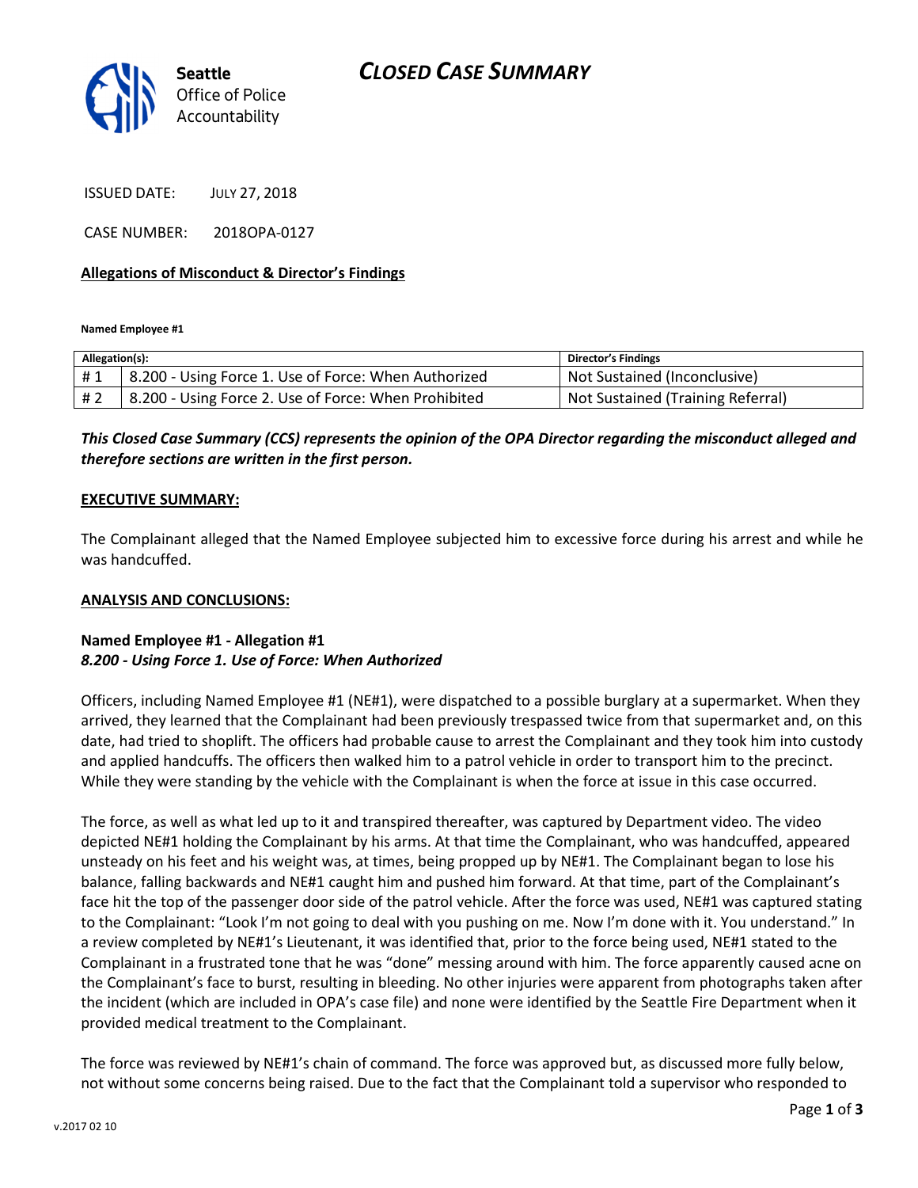**Seattle**
Office of Police
Accountability

# CLOSED CASE SUMMARY

ISSUED DATE: JULY 27, 2018

CASE NUMBER: 2018OPA-0127

**Allegations of Misconduct & Director's Findings**

**Named Employee #1**

| Allegation(s): | | Director's Findings |
|---|---|---|
| # 1 | 8.200 - Using Force 1. Use of Force: When Authorized | Not Sustained (Inconclusive) |
| # 2 | 8.200 - Using Force 2. Use of Force: When Prohibited | Not Sustained (Training Referral) |

***This Closed Case Summary (CCS) represents the opinion of the OPA Director regarding the misconduct alleged and therefore sections are written in the first person.***

**EXECUTIVE SUMMARY:**

The Complainant alleged that the Named Employee subjected him to excessive force during his arrest and while he was handcuffed.

**ANALYSIS AND CONCLUSIONS:**

**Named Employee #1 - Allegation #1**
***8.200 - Using Force 1. Use of Force: When Authorized***

Officers, including Named Employee #1 (NE#1), were dispatched to a possible burglary at a supermarket. When they arrived, they learned that the Complainant had been previously trespassed twice from that supermarket and, on this date, had tried to shoplift. The officers had probable cause to arrest the Complainant and they took him into custody and applied handcuffs. The officers then walked him to a patrol vehicle in order to transport him to the precinct. While they were standing by the vehicle with the Complainant is when the force at issue in this case occurred.

The force, as well as what led up to it and transpired thereafter, was captured by Department video. The video depicted NE#1 holding the Complainant by his arms. At that time the Complainant, who was handcuffed, appeared unsteady on his feet and his weight was, at times, being propped up by NE#1. The Complainant began to lose his balance, falling backwards and NE#1 caught him and pushed him forward. At that time, part of the Complainant's face hit the top of the passenger door side of the patrol vehicle. After the force was used, NE#1 was captured stating to the Complainant: "Look I'm not going to deal with you pushing on me. Now I'm done with it. You understand." In a review completed by NE#1's Lieutenant, it was identified that, prior to the force being used, NE#1 stated to the Complainant in a frustrated tone that he was "done" messing around with him. The force apparently caused acne on the Complainant's face to burst, resulting in bleeding. No other injuries were apparent from photographs taken after the incident (which are included in OPA's case file) and none were identified by the Seattle Fire Department when it provided medical treatment to the Complainant.

The force was reviewed by NE#1's chain of command. The force was approved but, as discussed more fully below, not without some concerns being raised. Due to the fact that the Complainant told a supervisor who responded to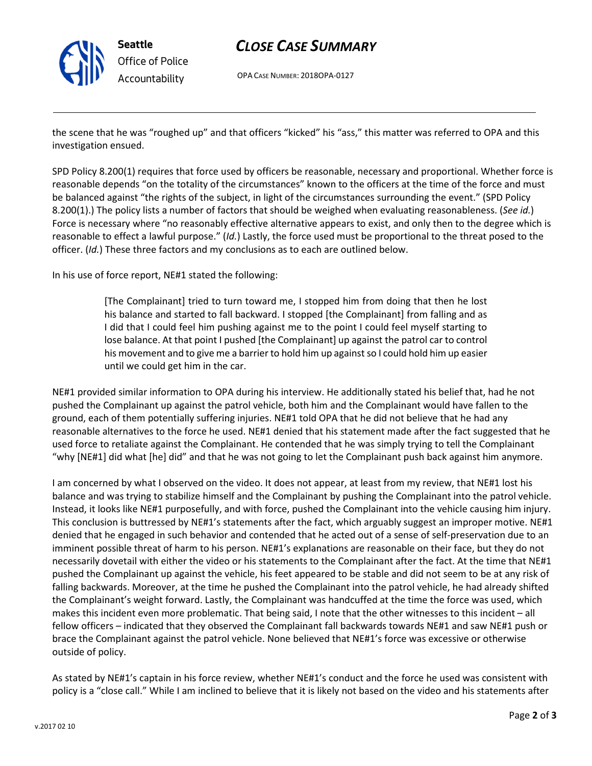the scene that he was "roughed up" and that officers "kicked" his "ass," this matter was referred to OPA and this investigation ensued.

SPD Policy 8.200(1) requires that force used by officers be reasonable, necessary and proportional. Whether force is reasonable depends "on the totality of the circumstances" known to the officers at the time of the force and must be balanced against "the rights of the subject, in light of the circumstances surrounding the event." (SPD Policy 8.200(1).) The policy lists a number of factors that should be weighed when evaluating reasonableness. (*See id.*) Force is necessary where "no reasonably effective alternative appears to exist, and only then to the degree which is reasonable to effect a lawful purpose." (*Id.*) Lastly, the force used must be proportional to the threat posed to the officer. (*Id.*) These three factors and my conclusions as to each are outlined below.

In his use of force report, NE#1 stated the following:

> [The Complainant] tried to turn toward me, I stopped him from doing that then he lost his balance and started to fall backward. I stopped [the Complainant] from falling and as I did that I could feel him pushing against me to the point I could feel myself starting to lose balance. At that point I pushed [the Complainant] up against the patrol car to control his movement and to give me a barrier to hold him up against so I could hold him up easier until we could get him in the car.

NE#1 provided similar information to OPA during his interview. He additionally stated his belief that, had he not pushed the Complainant up against the patrol vehicle, both him and the Complainant would have fallen to the ground, each of them potentially suffering injuries. NE#1 told OPA that he did not believe that he had any reasonable alternatives to the force he used. NE#1 denied that his statement made after the fact suggested that he used force to retaliate against the Complainant. He contended that he was simply trying to tell the Complainant "why [NE#1] did what [he] did" and that he was not going to let the Complainant push back against him anymore.

I am concerned by what I observed on the video. It does not appear, at least from my review, that NE#1 lost his balance and was trying to stabilize himself and the Complainant by pushing the Complainant into the patrol vehicle. Instead, it looks like NE#1 purposefully, and with force, pushed the Complainant into the vehicle causing him injury. This conclusion is buttressed by NE#1's statements after the fact, which arguably suggest an improper motive. NE#1 denied that he engaged in such behavior and contended that he acted out of a sense of self-preservation due to an imminent possible threat of harm to his person. NE#1's explanations are reasonable on their face, but they do not necessarily dovetail with either the video or his statements to the Complainant after the fact. At the time that NE#1 pushed the Complainant up against the vehicle, his feet appeared to be stable and did not seem to be at any risk of falling backwards. Moreover, at the time he pushed the Complainant into the patrol vehicle, he had already shifted the Complainant's weight forward. Lastly, the Complainant was handcuffed at the time the force was used, which makes this incident even more problematic. That being said, I note that the other witnesses to this incident – all fellow officers – indicated that they observed the Complainant fall backwards towards NE#1 and saw NE#1 push or brace the Complainant against the patrol vehicle. None believed that NE#1's force was excessive or otherwise outside of policy.

As stated by NE#1's captain in his force review, whether NE#1's conduct and the force he used was consistent with policy is a "close call." While I am inclined to believe that it is likely not based on the video and his statements after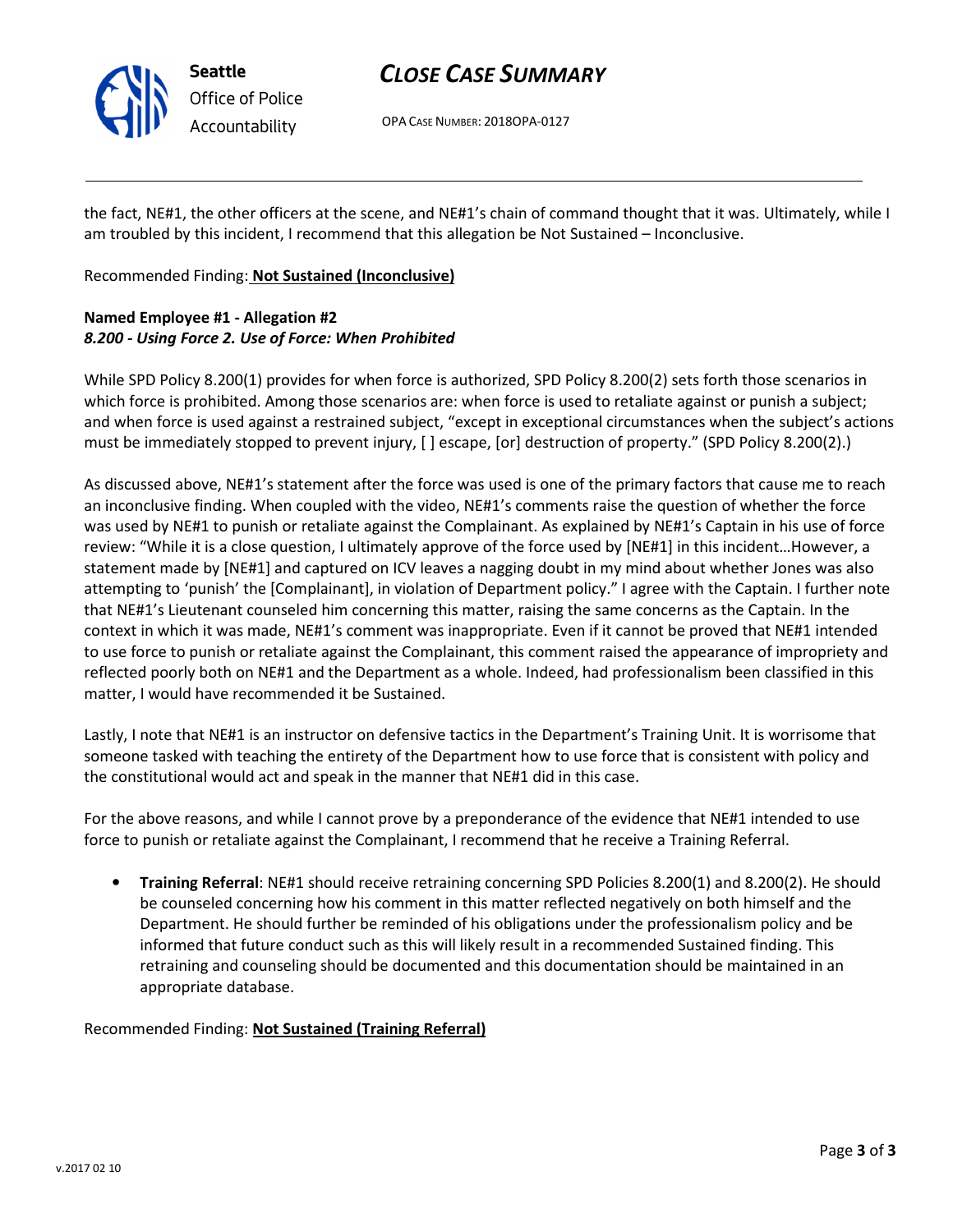the fact, NE#1, the other officers at the scene, and NE#1's chain of command thought that it was. Ultimately, while I am troubled by this incident, I recommend that this allegation be Not Sustained – Inconclusive.

Recommended Finding: **Not Sustained (Inconclusive)**

**Named Employee #1 - Allegation #2**
***8.200 - Using Force 2. Use of Force: When Prohibited***

While SPD Policy 8.200(1) provides for when force is authorized, SPD Policy 8.200(2) sets forth those scenarios in which force is prohibited. Among those scenarios are: when force is used to retaliate against or punish a subject; and when force is used against a restrained subject, "except in exceptional circumstances when the subject's actions must be immediately stopped to prevent injury, [ ] escape, [or] destruction of property." (SPD Policy 8.200(2).)

As discussed above, NE#1's statement after the force was used is one of the primary factors that cause me to reach an inconclusive finding. When coupled with the video, NE#1's comments raise the question of whether the force was used by NE#1 to punish or retaliate against the Complainant. As explained by NE#1's Captain in his use of force review: "While it is a close question, I ultimately approve of the force used by [NE#1] in this incident…However, a statement made by [NE#1] and captured on ICV leaves a nagging doubt in my mind about whether Jones was also attempting to 'punish' the [Complainant], in violation of Department policy." I agree with the Captain. I further note that NE#1's Lieutenant counseled him concerning this matter, raising the same concerns as the Captain. In the context in which it was made, NE#1's comment was inappropriate. Even if it cannot be proved that NE#1 intended to use force to punish or retaliate against the Complainant, this comment raised the appearance of impropriety and reflected poorly both on NE#1 and the Department as a whole. Indeed, had professionalism been classified in this matter, I would have recommended it be Sustained.

Lastly, I note that NE#1 is an instructor on defensive tactics in the Department's Training Unit. It is worrisome that someone tasked with teaching the entirety of the Department how to use force that is consistent with policy and the constitutional would act and speak in the manner that NE#1 did in this case.

For the above reasons, and while I cannot prove by a preponderance of the evidence that NE#1 intended to use force to punish or retaliate against the Complainant, I recommend that he receive a Training Referral.

- **Training Referral**: NE#1 should receive retraining concerning SPD Policies 8.200(1) and 8.200(2). He should be counseled concerning how his comment in this matter reflected negatively on both himself and the Department. He should further be reminded of his obligations under the professionalism policy and be informed that future conduct such as this will likely result in a recommended Sustained finding. This retraining and counseling should be documented and this documentation should be maintained in an appropriate database.

Recommended Finding: **Not Sustained (Training Referral)**